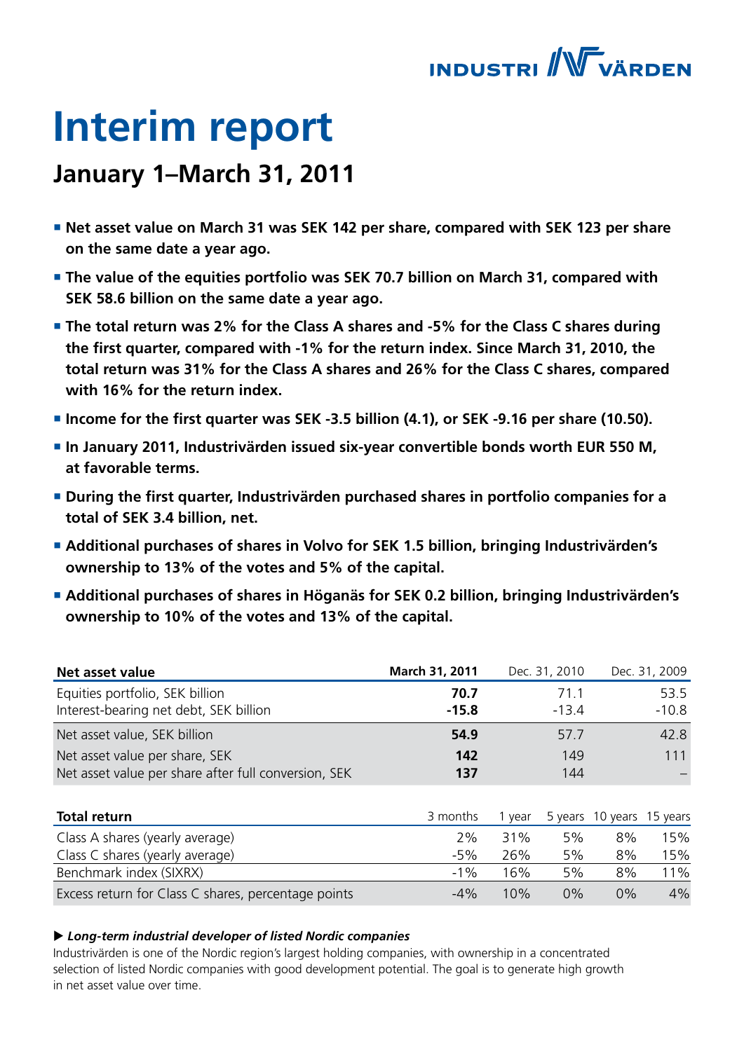# Interim report

## January 1–March 31, 2011

- **Net asset value on March 31 was SEK 142 per share, compared with SEK 123 per share on the same date a year ago.**
- **The value of the equities portfolio was SEK 70.7 billion on March 31, compared with SEK 58.6 billion on the same date a year ago.**
- **The total return was 2% for the Class A shares and -5% for the Class C shares during the first quarter, compared with -1% for the return index. Since March 31, 2010, the total return was 31% for the Class A shares and 26% for the Class C shares, compared with 16% for the return index.**
- **Income for the first quarter was SEK -3.5 billion (4.1), or SEK -9.16 per share (10.50).**
- **In January 2011, Industrivärden issued six-year convertible bonds worth EUR 550 M, at favorable terms.**
- **During the first quarter, Industrivärden purchased shares in portfolio companies for a total of SEK 3.4 billion, net.**
- **Additional purchases of shares in Volvo for SEK 1.5 billion, bringing Industrivärden's ownership to 13% of the votes and 5% of the capital.**
- **Additional purchases of shares in Höganäs for SEK 0.2 billion, bringing Industrivärden's ownership to 10% of the votes and 13% of the capital.**

| Net asset value | March 31, 2011 | Dec. 31, 2010 | Dec. 31, 2009 |
|---|---|---|---|
| Equities portfolio, SEK billion | **70.7** | 71.1 | 53.5 |
| Interest-bearing net debt, SEK billion | **-15.8** | -13.4 | -10.8 |
| Net asset value, SEK billion | **54.9** | 57.7 | 42.8 |
| Net asset value per share, SEK | **142** | 149 | 111 |
| Net asset value per share after full conversion, SEK | **137** | 144 | – |

| Total return | 3 months | 1 year | 5 years | 10 years | 15 years |
|---|---|---|---|---|---|
| Class A shares (yearly average) | 2% | 31% | 5% | 8% | 15% |
| Class C shares (yearly average) | -5% | 26% | 5% | 8% | 15% |
| Benchmark index (SIXRX) | -1% | 16% | 5% | 8% | 11% |
| Excess return for Class C shares, percentage points | -4% | 10% | 0% | 0% | 4% |

▶ ***Long-term industrial developer of listed Nordic companies***

Industrivärden is one of the Nordic region's largest holding companies, with ownership in a concentrated selection of listed Nordic companies with good development potential. The goal is to generate high growth in net asset value over time.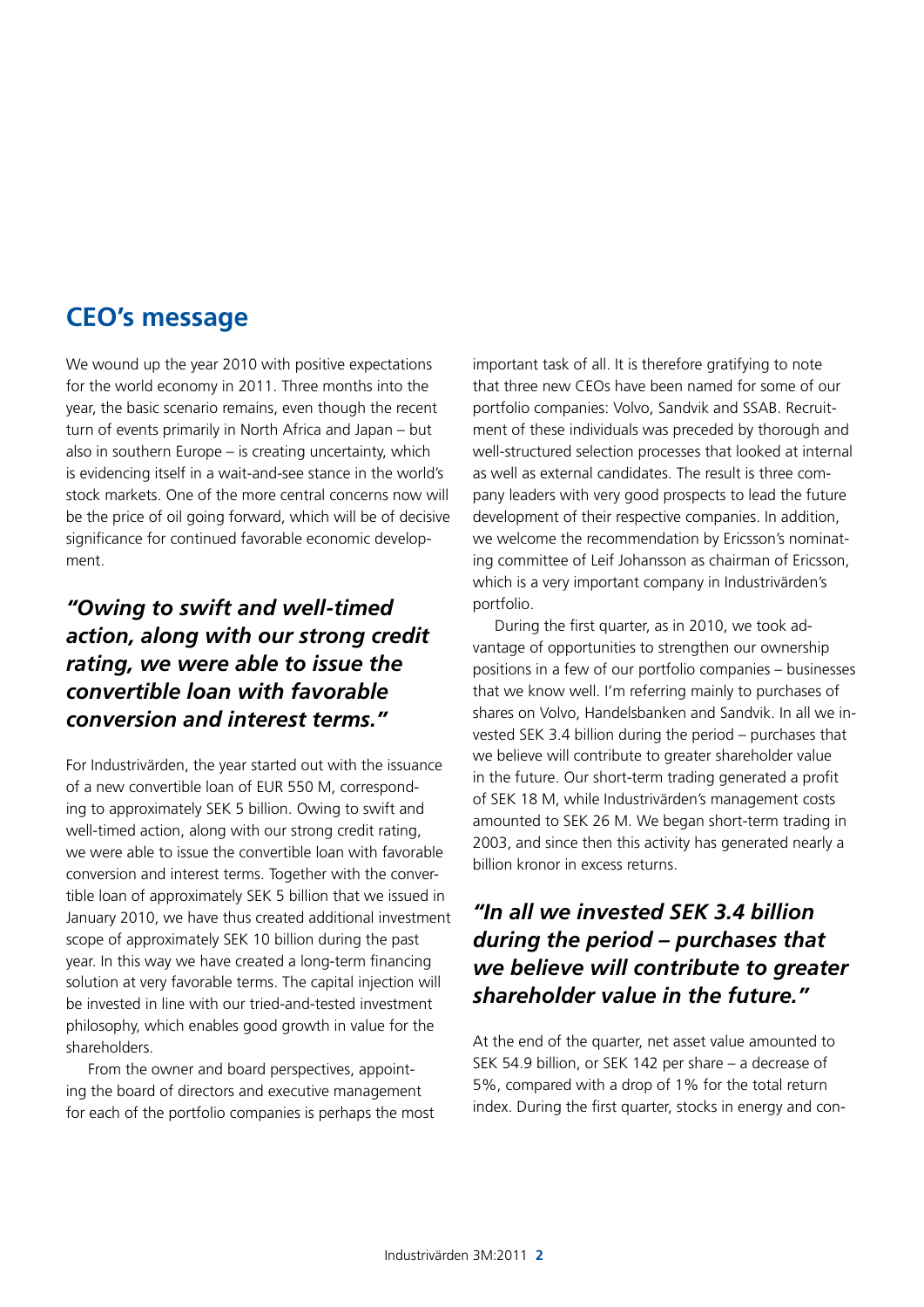## CEO's message

We wound up the year 2010 with positive expectations for the world economy in 2011. Three months into the year, the basic scenario remains, even though the recent turn of events primarily in North Africa and Japan – but also in southern Europe – is creating uncertainty, which is evidencing itself in a wait-and-see stance in the world's stock markets. One of the more central concerns now will be the price of oil going forward, which will be of decisive significance for continued favorable economic development.

### *"Owing to swift and well-timed action, along with our strong credit rating, we were able to issue the convertible loan with favorable conversion and interest terms."*

For Industrivärden, the year started out with the issuance of a new convertible loan of EUR 550 M, corresponding to approximately SEK 5 billion. Owing to swift and well-timed action, along with our strong credit rating, we were able to issue the convertible loan with favorable conversion and interest terms. Together with the convertible loan of approximately SEK 5 billion that we issued in January 2010, we have thus created additional investment scope of approximately SEK 10 billion during the past year. In this way we have created a long-term financing solution at very favorable terms. The capital injection will be invested in line with our tried-and-tested investment philosophy, which enables good growth in value for the shareholders.

From the owner and board perspectives, appointing the board of directors and executive management for each of the portfolio companies is perhaps the most important task of all. It is therefore gratifying to note that three new CEOs have been named for some of our portfolio companies: Volvo, Sandvik and SSAB. Recruitment of these individuals was preceded by thorough and well-structured selection processes that looked at internal as well as external candidates. The result is three company leaders with very good prospects to lead the future development of their respective companies. In addition, we welcome the recommendation by Ericsson's nominating committee of Leif Johansson as chairman of Ericsson, which is a very important company in Industrivärden's portfolio.

During the first quarter, as in 2010, we took advantage of opportunities to strengthen our ownership positions in a few of our portfolio companies – businesses that we know well. I'm referring mainly to purchases of shares on Volvo, Handelsbanken and Sandvik. In all we invested SEK 3.4 billion during the period – purchases that we believe will contribute to greater shareholder value in the future. Our short-term trading generated a profit of SEK 18 M, while Industrivärden's management costs amounted to SEK 26 M. We began short-term trading in 2003, and since then this activity has generated nearly a billion kronor in excess returns.

### *"In all we invested SEK 3.4 billion during the period – purchases that we believe will contribute to greater shareholder value in the future."*

At the end of the quarter, net asset value amounted to SEK 54.9 billion, or SEK 142 per share – a decrease of 5%, compared with a drop of 1% for the total return index. During the first quarter, stocks in energy and con-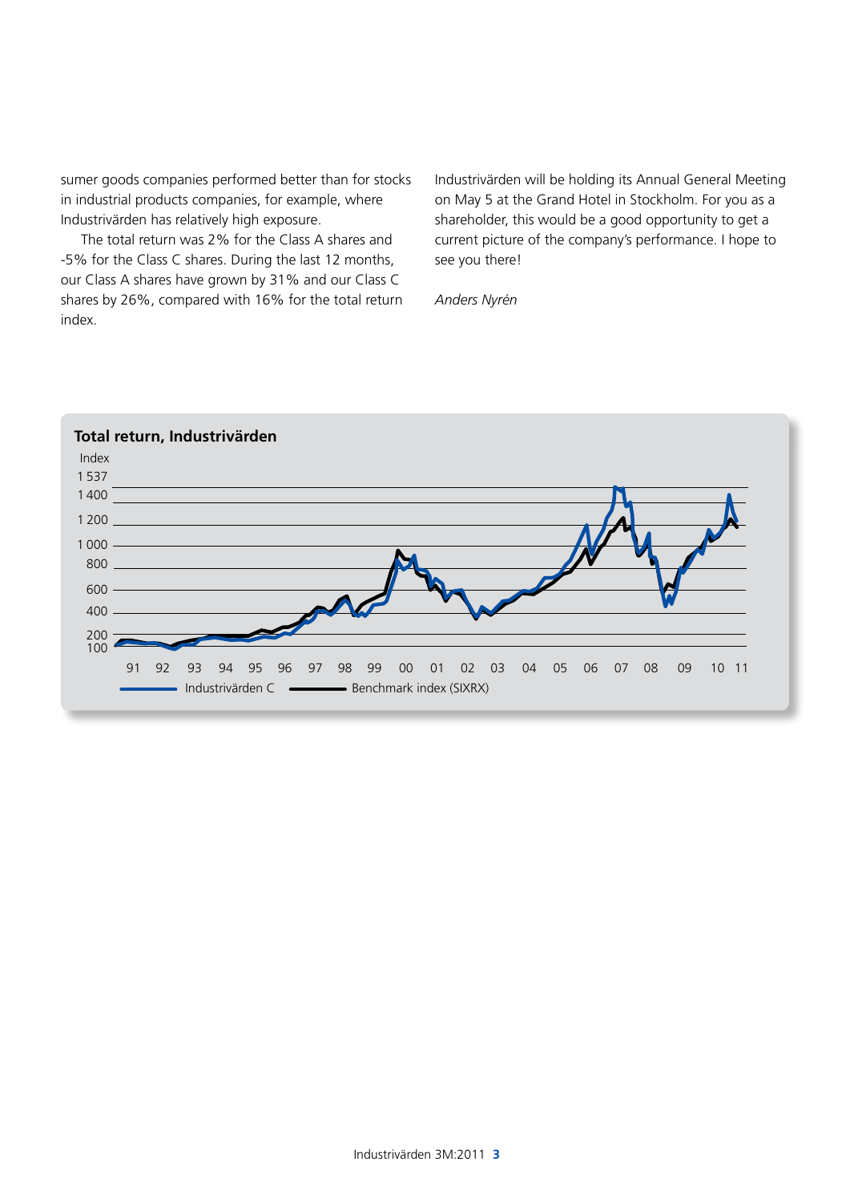sumer goods companies performed better than for stocks in industrial products companies, for example, where Industrivärden has relatively high exposure.

The total return was 2% for the Class A shares and -5% for the Class C shares. During the last 12 months, our Class A shares have grown by 31% and our Class C shares by 26%, compared with 16% for the total return index.

Industrivärden will be holding its Annual General Meeting on May 5 at the Grand Hotel in Stockholm. For you as a shareholder, this would be a good opportunity to get a current picture of the company's performance. I hope to see you there!

*Anders Nyrén*

**Total return, Industrivärden**

Index

1 537
1 400
1 200
1 000
800
600
400
200
100

91 92 93 94 95 96 97 98 99 00 01 02 03 04 05 06 07 08 09 10 11

Industrivärden C — Benchmark index (SIXRX)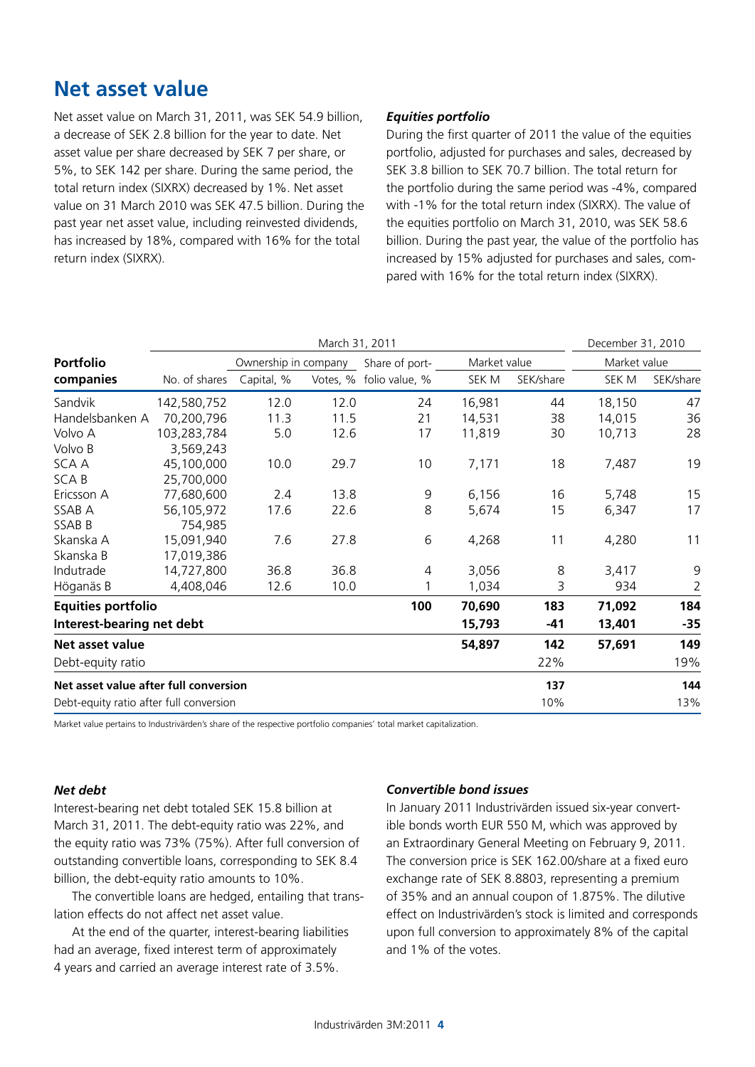# Net asset value

Net asset value on March 31, 2011, was SEK 54.9 billion, a decrease of SEK 2.8 billion for the year to date. Net asset value per share decreased by SEK 7 per share, or 5%, to SEK 142 per share. During the same period, the total return index (SIXRX) decreased by 1%. Net asset value on 31 March 2010 was SEK 47.5 billion. During the past year net asset value, including reinvested dividends, has increased by 18%, compared with 16% for the total return index (SIXRX).

### *Equities portfolio*

During the first quarter of 2011 the value of the equities portfolio, adjusted for purchases and sales, decreased by SEK 3.8 billion to SEK 70.7 billion. The total return for the portfolio during the same period was -4%, compared with -1% for the total return index (SIXRX). The value of the equities portfolio on March 31, 2010, was SEK 58.6 billion. During the past year, the value of the portfolio has increased by 15% adjusted for purchases and sales, compared with 16% for the total return index (SIXRX).

| Portfolio companies | March 31, 2011 | | | | | | December 31, 2010 | |
|---|---|---|---|---|---|---|---|---|
| | | Ownership in company | | Share of port- | Market value | | Market value | |
| | No. of shares | Capital, % | Votes, % | folio value, % | SEK M | SEK/share | SEK M | SEK/share |
| Sandvik | 142,580,752 | 12.0 | 12.0 | 24 | 16,981 | 44 | 18,150 | 47 |
| Handelsbanken A | 70,200,796 | 11.3 | 11.5 | 21 | 14,531 | 38 | 14,015 | 36 |
| Volvo A | 103,283,784 | 5.0 | 12.6 | 17 | 11,819 | 30 | 10,713 | 28 |
| Volvo B | 3,569,243 | | | | | | | |
| SCA A | 45,100,000 | 10.0 | 29.7 | 10 | 7,171 | 18 | 7,487 | 19 |
| SCA B | 25,700,000 | | | | | | | |
| Ericsson A | 77,680,600 | 2.4 | 13.8 | 9 | 6,156 | 16 | 5,748 | 15 |
| SSAB A | 56,105,972 | 17.6 | 22.6 | 8 | 5,674 | 15 | 6,347 | 17 |
| SSAB B | 754,985 | | | | | | | |
| Skanska A | 15,091,940 | 7.6 | 27.8 | 6 | 4,268 | 11 | 4,280 | 11 |
| Skanska B | 17,019,386 | | | | | | | |
| Indutrade | 14,727,800 | 36.8 | 36.8 | 4 | 3,056 | 8 | 3,417 | 9 |
| Höganäs B | 4,408,046 | 12.6 | 10.0 | 1 | 1,034 | 3 | 934 | 2 |
| **Equities portfolio** | | | | **100** | **70,690** | **183** | **71,092** | **184** |
| **Interest-bearing net debt** | | | | | **15,793** | **-41** | **13,401** | **-35** |
| **Net asset value** | | | | | **54,897** | **142** | **57,691** | **149** |
| Debt-equity ratio | | | | | | 22% | | 19% |
| **Net asset value after full conversion** | | | | | | **137** | | **144** |
| Debt-equity ratio after full conversion | | | | | | 10% | | 13% |

Market value pertains to Industrivärden's share of the respective portfolio companies' total market capitalization.

### *Net debt*

Interest-bearing net debt totaled SEK 15.8 billion at March 31, 2011. The debt-equity ratio was 22%, and the equity ratio was 73% (75%). After full conversion of outstanding convertible loans, corresponding to SEK 8.4 billion, the debt-equity ratio amounts to 10%.

The convertible loans are hedged, entailing that translation effects do not affect net asset value.

At the end of the quarter, interest-bearing liabilities had an average, fixed interest term of approximately 4 years and carried an average interest rate of 3.5%.

### *Convertible bond issues*

In January 2011 Industrivärden issued six-year convertible bonds worth EUR 550 M, which was approved by an Extraordinary General Meeting on February 9, 2011. The conversion price is SEK 162.00/share at a fixed euro exchange rate of SEK 8.8803, representing a premium of 35% and an annual coupon of 1.875%. The dilutive effect on Industrivärden's stock is limited and corresponds upon full conversion to approximately 8% of the capital and 1% of the votes.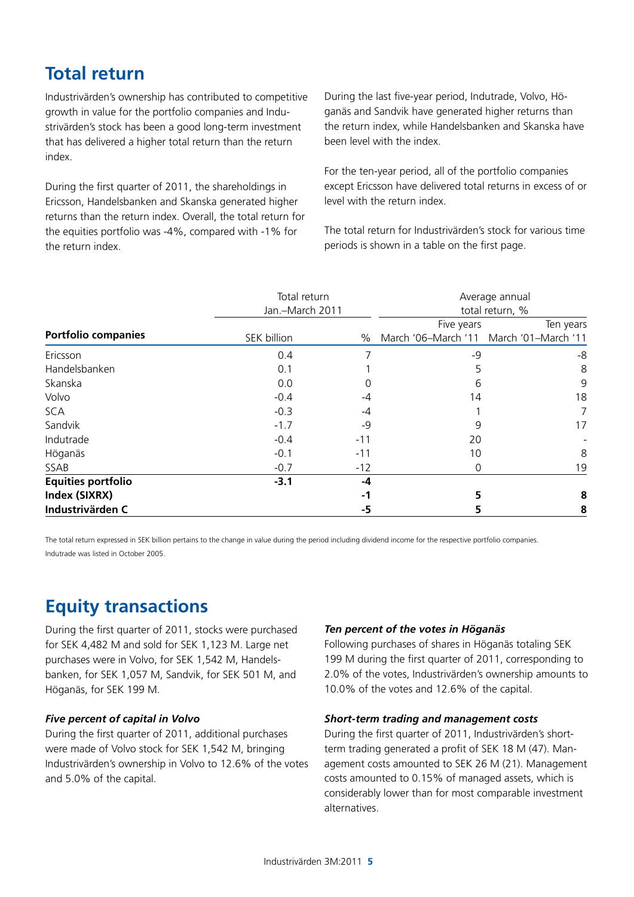## Total return

Industrivärden's ownership has contributed to competitive growth in value for the portfolio companies and Industrivärden's stock has been a good long-term investment that has delivered a higher total return than the return index.

During the first quarter of 2011, the shareholdings in Ericsson, Handelsbanken and Skanska generated higher returns than the return index. Overall, the total return for the equities portfolio was -4%, compared with -1% for the return index.

During the last five-year period, Indutrade, Volvo, Höganäs and Sandvik have generated higher returns than the return index, while Handelsbanken and Skanska have been level with the index.

For the ten-year period, all of the portfolio companies except Ericsson have delivered total returns in excess of or level with the return index.

The total return for Industrivärden's stock for various time periods is shown in a table on the first page.

| | Total return Jan.–March 2011 | | Average annual total return, % | |
|---|---|---|---|---|
| | | | Five years | Ten years |
| **Portfolio companies** | SEK billion | % | March '06–March '11 | March '01–March '11 |
| Ericsson | 0.4 | 7 | -9 | -8 |
| Handelsbanken | 0.1 | 1 | 5 | 8 |
| Skanska | 0.0 | 0 | 6 | 9 |
| Volvo | -0.4 | -4 | 14 | 18 |
| SCA | -0.3 | -4 | 1 | 7 |
| Sandvik | -1.7 | -9 | 9 | 17 |
| Indutrade | -0.4 | -11 | 20 | - |
| Höganäs | -0.1 | -11 | 10 | 8 |
| SSAB | -0.7 | -12 | 0 | 19 |
| **Equities portfolio** | **-3.1** | **-4** | | |
| **Index (SIXRX)** | | **-1** | **5** | **8** |
| **Industrivärden C** | | **-5** | **5** | **8** |

The total return expressed in SEK billion pertains to the change in value during the period including dividend income for the respective portfolio companies.
Indutrade was listed in October 2005.

## Equity transactions

During the first quarter of 2011, stocks were purchased for SEK 4,482 M and sold for SEK 1,123 M. Large net purchases were in Volvo, for SEK 1,542 M, Handelsbanken, for SEK 1,057 M, Sandvik, for SEK 501 M, and Höganäs, for SEK 199 M.

### *Five percent of capital in Volvo*

During the first quarter of 2011, additional purchases were made of Volvo stock for SEK 1,542 M, bringing Industrivärden's ownership in Volvo to 12.6% of the votes and 5.0% of the capital.

### *Ten percent of the votes in Höganäs*

Following purchases of shares in Höganäs totaling SEK 199 M during the first quarter of 2011, corresponding to 2.0% of the votes, Industrivärden's ownership amounts to 10.0% of the votes and 12.6% of the capital.

### *Short-term trading and management costs*

During the first quarter of 2011, Industrivärden's short-term trading generated a profit of SEK 18 M (47). Management costs amounted to SEK 26 M (21). Management costs amounted to 0.15% of managed assets, which is considerably lower than for most comparable investment alternatives.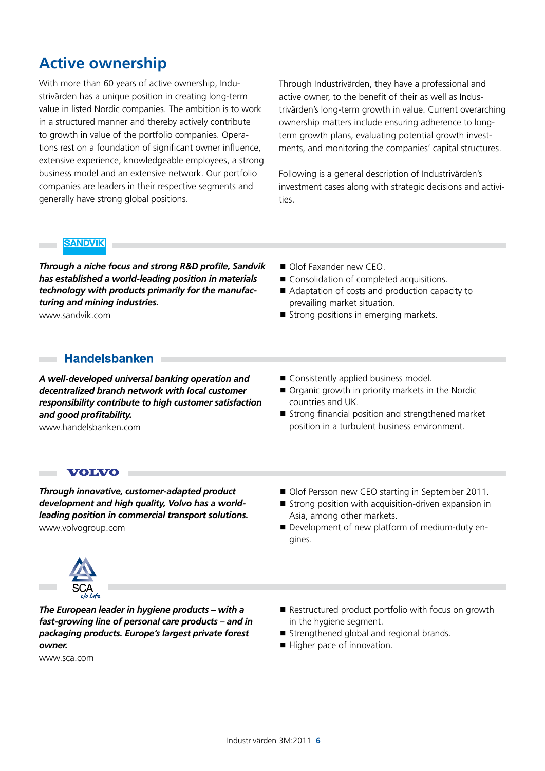# Active ownership

With more than 60 years of active ownership, Industrivärden has a unique position in creating long-term value in listed Nordic companies. The ambition is to work in a structured manner and thereby actively contribute to growth in value of the portfolio companies. Operations rest on a foundation of significant owner influence, extensive experience, knowledgeable employees, a strong business model and an extensive network. Our portfolio companies are leaders in their respective segments and generally have strong global positions.

Through Industrivärden, they have a professional and active owner, to the benefit of their as well as Industrivärden's long-term growth in value. Current overarching ownership matters include ensuring adherence to long-term growth plans, evaluating potential growth investments, and monitoring the companies' capital structures.

Following is a general description of Industrivärden's investment cases along with strategic decisions and activities.

## SANDVIK

***Through a niche focus and strong R&D profile, Sandvik has established a world-leading position in materials technology with products primarily for the manufacturing and mining industries.***
www.sandvik.com

- Olof Faxander new CEO.
- Consolidation of completed acquisitions.
- Adaptation of costs and production capacity to prevailing market situation.
- Strong positions in emerging markets.

## Handelsbanken

***A well-developed universal banking operation and decentralized branch network with local customer responsibility contribute to high customer satisfaction and good profitability.***
www.handelsbanken.com

- Consistently applied business model.
- Organic growth in priority markets in the Nordic countries and UK.
- Strong financial position and strengthened market position in a turbulent business environment.

## VOLVO

***Through innovative, customer-adapted product development and high quality, Volvo has a world-leading position in commercial transport solutions.***
www.volvogroup.com

- Olof Persson new CEO starting in September 2011.
- Strong position with acquisition-driven expansion in Asia, among other markets.
- Development of new platform of medium-duty engines.

## SCA

***The European leader in hygiene products – with a fast-growing line of personal care products – and in packaging products. Europe's largest private forest owner.***
www.sca.com

- Restructured product portfolio with focus on growth in the hygiene segment.
- Strengthened global and regional brands.
- Higher pace of innovation.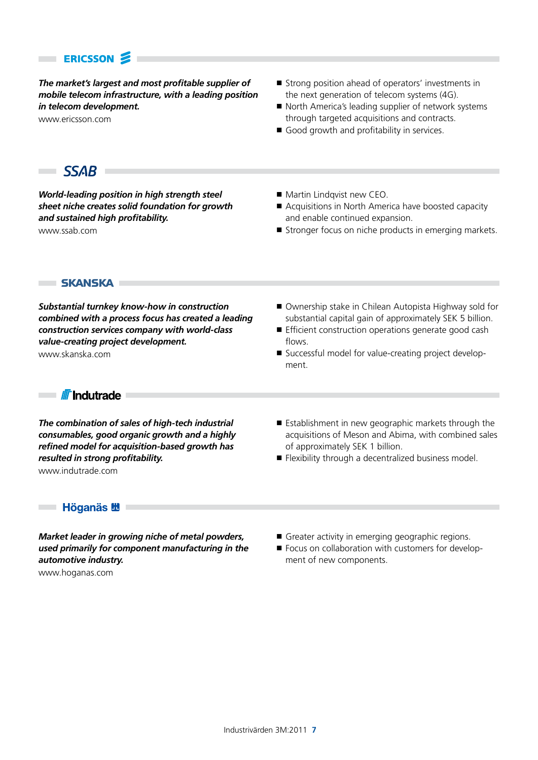## ERICSSON

***The market's largest and most profitable supplier of mobile telecom infrastructure, with a leading position in telecom development.***

www.ericsson.com

- Strong position ahead of operators' investments in the next generation of telecom systems (4G).
- North America's leading supplier of network systems through targeted acquisitions and contracts.
- Good growth and profitability in services.

## SSAB

***World-leading position in high strength steel sheet niche creates solid foundation for growth and sustained high profitability.***

www.ssab.com

- Martin Lindqvist new CEO.
- Acquisitions in North America have boosted capacity and enable continued expansion.
- Stronger focus on niche products in emerging markets.

## SKANSKA

***Substantial turnkey know-how in construction combined with a process focus has created a leading construction services company with world-class value-creating project development.***

www.skanska.com

- Ownership stake in Chilean Autopista Highway sold for substantial capital gain of approximately SEK 5 billion.
- Efficient construction operations generate good cash flows.
- Successful model for value-creating project development.

## Indutrade

***The combination of sales of high-tech industrial consumables, good organic growth and a highly refined model for acquisition-based growth has resulted in strong profitability.***

www.indutrade.com

- Establishment in new geographic markets through the acquisitions of Meson and Abima, with combined sales of approximately SEK 1 billion.
- Flexibility through a decentralized business model.

## Höganäs

***Market leader in growing niche of metal powders, used primarily for component manufacturing in the automotive industry.***

www.hoganas.com

- Greater activity in emerging geographic regions.
- Focus on collaboration with customers for development of new components.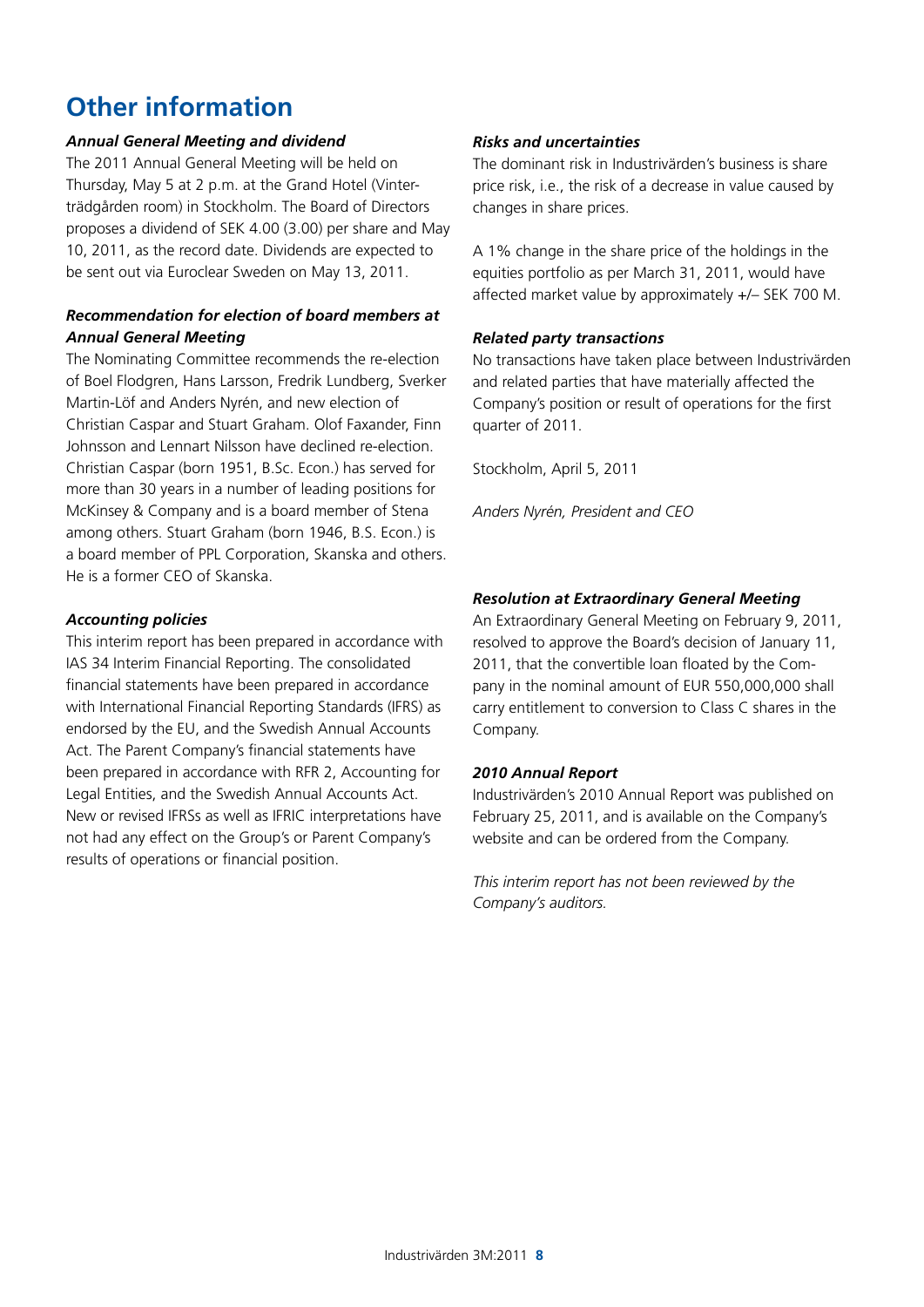# Other information

### *Annual General Meeting and dividend*

The 2011 Annual General Meeting will be held on Thursday, May 5 at 2 p.m. at the Grand Hotel (Vinterträdgården room) in Stockholm. The Board of Directors proposes a dividend of SEK 4.00 (3.00) per share and May 10, 2011, as the record date. Dividends are expected to be sent out via Euroclear Sweden on May 13, 2011.

### *Recommendation for election of board members at Annual General Meeting*

The Nominating Committee recommends the re-election of Boel Flodgren, Hans Larsson, Fredrik Lundberg, Sverker Martin-Löf and Anders Nyrén, and new election of Christian Caspar and Stuart Graham. Olof Faxander, Finn Johnsson and Lennart Nilsson have declined re-election. Christian Caspar (born 1951, B.Sc. Econ.) has served for more than 30 years in a number of leading positions for McKinsey & Company and is a board member of Stena among others. Stuart Graham (born 1946, B.S. Econ.) is a board member of PPL Corporation, Skanska and others. He is a former CEO of Skanska.

### *Accounting policies*

This interim report has been prepared in accordance with IAS 34 Interim Financial Reporting. The consolidated financial statements have been prepared in accordance with International Financial Reporting Standards (IFRS) as endorsed by the EU, and the Swedish Annual Accounts Act. The Parent Company's financial statements have been prepared in accordance with RFR 2, Accounting for Legal Entities, and the Swedish Annual Accounts Act. New or revised IFRSs as well as IFRIC interpretations have not had any effect on the Group's or Parent Company's results of operations or financial position.

### *Risks and uncertainties*

The dominant risk in Industrivärden's business is share price risk, i.e., the risk of a decrease in value caused by changes in share prices.

A 1% change in the share price of the holdings in the equities portfolio as per March 31, 2011, would have affected market value by approximately +/– SEK 700 M.

### *Related party transactions*

No transactions have taken place between Industrivärden and related parties that have materially affected the Company's position or result of operations for the first quarter of 2011.

Stockholm, April 5, 2011

*Anders Nyrén, President and CEO*

### *Resolution at Extraordinary General Meeting*

An Extraordinary General Meeting on February 9, 2011, resolved to approve the Board's decision of January 11, 2011, that the convertible loan floated by the Company in the nominal amount of EUR 550,000,000 shall carry entitlement to conversion to Class C shares in the Company.

### *2010 Annual Report*

Industrivärden's 2010 Annual Report was published on February 25, 2011, and is available on the Company's website and can be ordered from the Company.

*This interim report has not been reviewed by the Company's auditors.*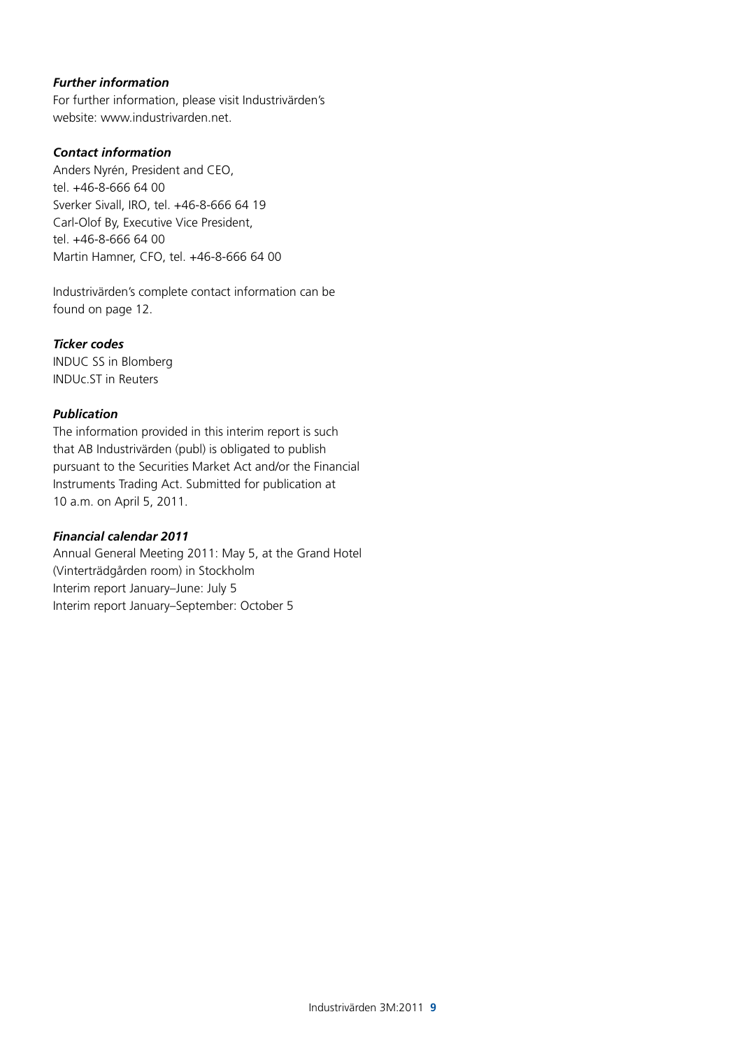***Further information***

For further information, please visit Industrivärden's website: www.industrivarden.net.

***Contact information***

Anders Nyrén, President and CEO, tel. +46-8-666 64 00
Sverker Sivall, IRO, tel. +46-8-666 64 19
Carl-Olof By, Executive Vice President, tel. +46-8-666 64 00
Martin Hamner, CFO, tel. +46-8-666 64 00

Industrivärden's complete contact information can be found on page 12.

***Ticker codes***

INDUC SS in Blomberg
INDUc.ST in Reuters

***Publication***

The information provided in this interim report is such that AB Industrivärden (publ) is obligated to publish pursuant to the Securities Market Act and/or the Financial Instruments Trading Act. Submitted for publication at 10 a.m. on April 5, 2011.

***Financial calendar 2011***

Annual General Meeting 2011: May 5, at the Grand Hotel (Vinterträdgården room) in Stockholm
Interim report January–June: July 5
Interim report January–September: October 5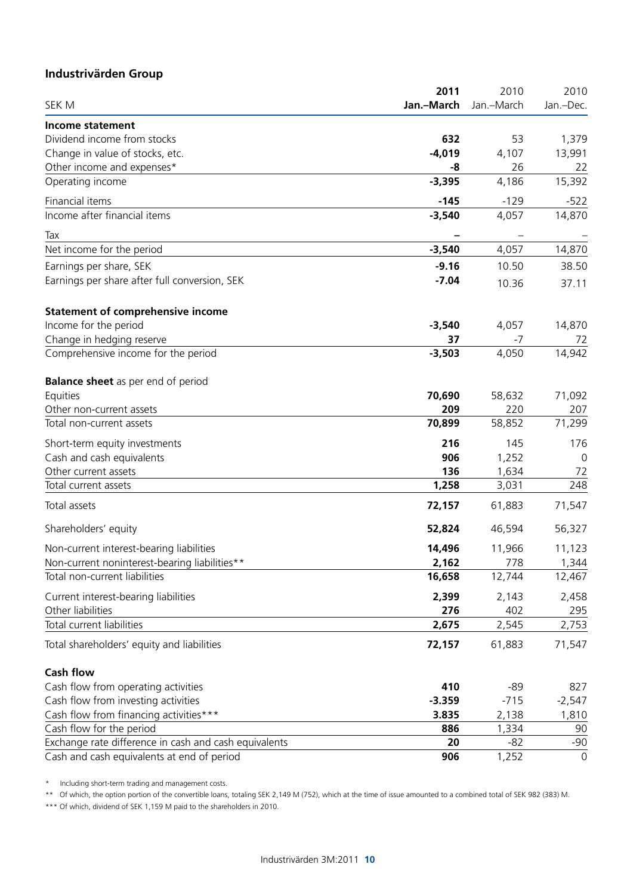## Industrivärden Group

| SEK M | 2011 Jan.–March | 2010 Jan.–March | 2010 Jan.–Dec. |
|---|---|---|---|
| **Income statement** | | | |
| Dividend income from stocks | **632** | 53 | 1,379 |
| Change in value of stocks, etc. | **-4,019** | 4,107 | 13,991 |
| Other income and expenses* | **-8** | 26 | 22 |
| Operating income | **-3,395** | 4,186 | 15,392 |
| Financial items | **-145** | -129 | -522 |
| Income after financial items | **-3,540** | 4,057 | 14,870 |
| Tax | **–** | – | – |
| Net income for the period | **-3,540** | 4,057 | 14,870 |
| Earnings per share, SEK | **-9.16** | 10.50 | 38.50 |
| Earnings per share after full conversion, SEK | **-7.04** | 10.36 | 37.11 |
| **Statement of comprehensive income** | | | |
| Income for the period | **-3,540** | 4,057 | 14,870 |
| Change in hedging reserve | **37** | -7 | 72 |
| Comprehensive income for the period | **-3,503** | 4,050 | 14,942 |
| **Balance sheet** as per end of period | | | |
| Equities | **70,690** | 58,632 | 71,092 |
| Other non-current assets | **209** | 220 | 207 |
| Total non-current assets | **70,899** | 58,852 | 71,299 |
| Short-term equity investments | **216** | 145 | 176 |
| Cash and cash equivalents | **906** | 1,252 | 0 |
| Other current assets | **136** | 1,634 | 72 |
| Total current assets | **1,258** | 3,031 | 248 |
| Total assets | **72,157** | 61,883 | 71,547 |
| Shareholders' equity | **52,824** | 46,594 | 56,327 |
| Non-current interest-bearing liabilities | **14,496** | 11,966 | 11,123 |
| Non-current noninterest-bearing liabilities** | **2,162** | 778 | 1,344 |
| Total non-current liabilities | **16,658** | 12,744 | 12,467 |
| Current interest-bearing liabilities | **2,399** | 2,143 | 2,458 |
| Other liabilities | **276** | 402 | 295 |
| Total current liabilities | **2,675** | 2,545 | 2,753 |
| Total shareholders' equity and liabilities | **72,157** | 61,883 | 71,547 |
| **Cash flow** | | | |
| Cash flow from operating activities | **410** | -89 | 827 |
| Cash flow from investing activities | **-3.359** | -715 | -2,547 |
| Cash flow from financing activities*** | **3.835** | 2,138 | 1,810 |
| Cash flow for the period | **886** | 1,334 | 90 |
| Exchange rate difference in cash and cash equivalents | **20** | -82 | -90 |
| Cash and cash equivalents at end of period | **906** | 1,252 | 0 |

\* Including short-term trading and management costs.

** Of which, the option portion of the convertible loans, totaling SEK 2,149 M (752), which at the time of issue amounted to a combined total of SEK 982 (383) M.

*** Of which, dividend of SEK 1,159 M paid to the shareholders in 2010.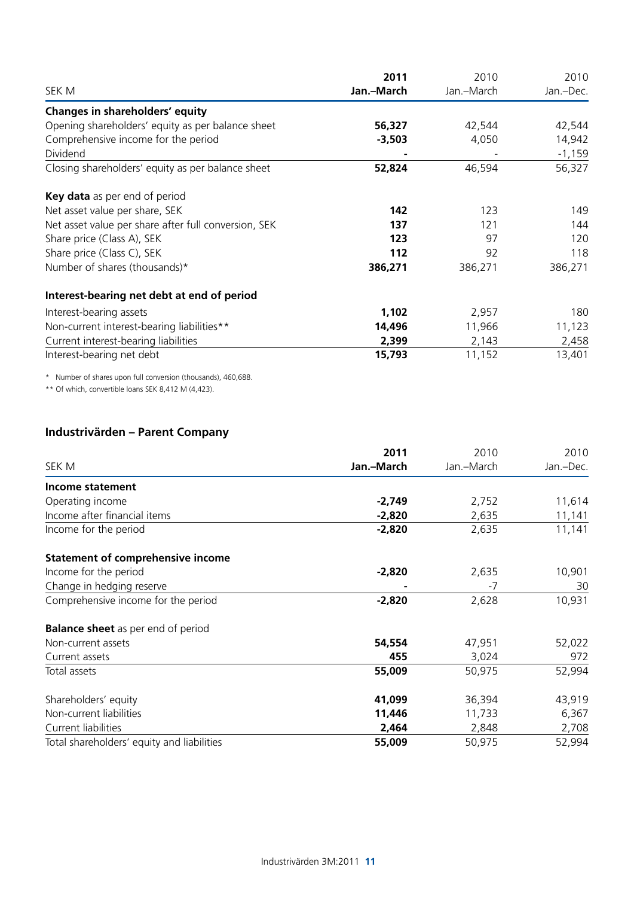| SEK M | 2011 Jan.–March | 2010 Jan.–March | 2010 Jan.–Dec. |
|---|---|---|---|
| **Changes in shareholders' equity** | | | |
| Opening shareholders' equity as per balance sheet | **56,327** | 42,544 | 42,544 |
| Comprehensive income for the period | **-3,503** | 4,050 | 14,942 |
| Dividend | **-** | - | -1,159 |
| Closing shareholders' equity as per balance sheet | **52,824** | 46,594 | 56,327 |
| **Key data** as per end of period | | | |
| Net asset value per share, SEK | **142** | 123 | 149 |
| Net asset value per share after full conversion, SEK | **137** | 121 | 144 |
| Share price (Class A), SEK | **123** | 97 | 120 |
| Share price (Class C), SEK | **112** | 92 | 118 |
| Number of shares (thousands)* | **386,271** | 386,271 | 386,271 |
| **Interest-bearing net debt at end of period** | | | |
| Interest-bearing assets | **1,102** | 2,957 | 180 |
| Non-current interest-bearing liabilities** | **14,496** | 11,966 | 11,123 |
| Current interest-bearing liabilities | **2,399** | 2,143 | 2,458 |
| Interest-bearing net debt | **15,793** | 11,152 | 13,401 |

\* Number of shares upon full conversion (thousands), 460,688.

** Of which, convertible loans SEK 8,412 M (4,423).

## Industrivärden – Parent Company

| SEK M | 2011 Jan.–March | 2010 Jan.–March | 2010 Jan.–Dec. |
|---|---|---|---|
| **Income statement** | | | |
| Operating income | **-2,749** | 2,752 | 11,614 |
| Income after financial items | **-2,820** | 2,635 | 11,141 |
| Income for the period | **-2,820** | 2,635 | 11,141 |
| **Statement of comprehensive income** | | | |
| Income for the period | **-2,820** | 2,635 | 10,901 |
| Change in hedging reserve | **-** | -7 | 30 |
| Comprehensive income for the period | **-2,820** | 2,628 | 10,931 |
| **Balance sheet** as per end of period | | | |
| Non-current assets | **54,554** | 47,951 | 52,022 |
| Current assets | **455** | 3,024 | 972 |
| Total assets | **55,009** | 50,975 | 52,994 |
| Shareholders' equity | **41,099** | 36,394 | 43,919 |
| Non-current liabilities | **11,446** | 11,733 | 6,367 |
| Current liabilities | **2,464** | 2,848 | 2,708 |
| Total shareholders' equity and liabilities | **55,009** | 50,975 | 52,994 |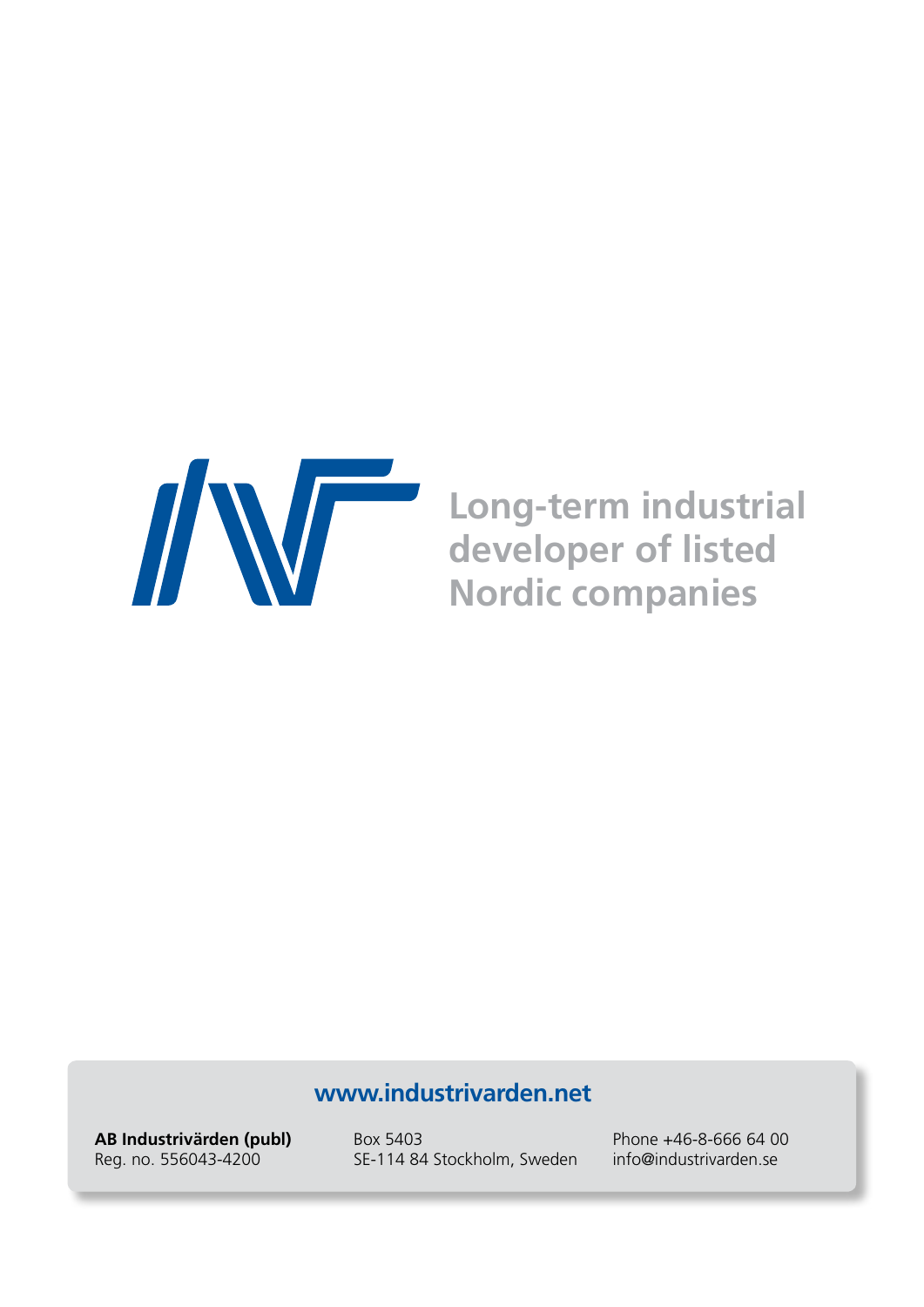Long-term industrial developer of listed Nordic companies

www.industrivarden.net

**AB Industrivärden (publ)**
Reg. no. 556043-4200

Box 5403
SE-114 84 Stockholm, Sweden

Phone +46-8-666 64 00
info@industrivarden.se